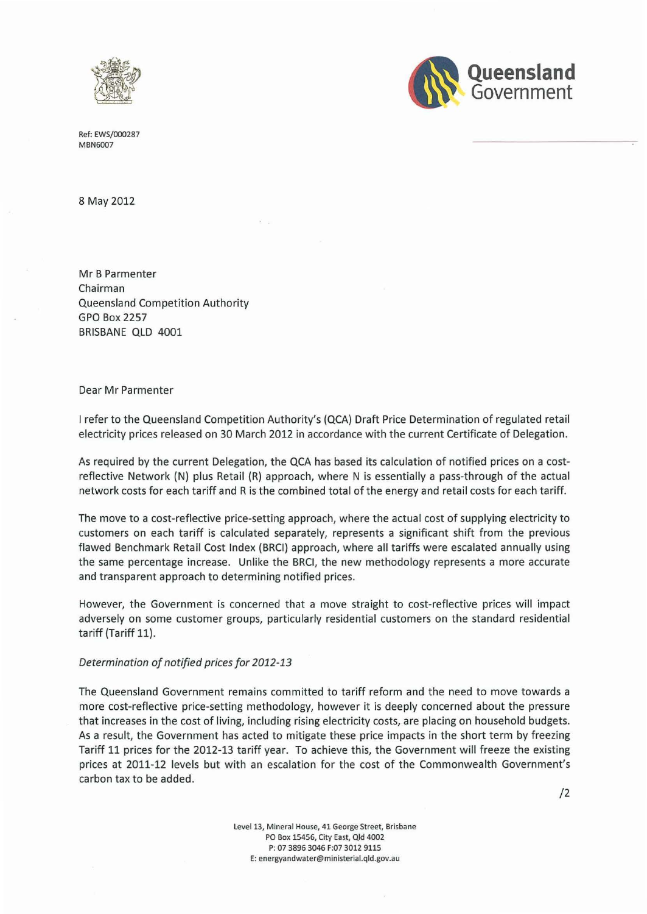Queensland Government

Ref: EWS/000287
MBN6007

8 May 2012

Mr B Parmenter
Chairman
Queensland Competition Authority
GPO Box 2257
BRISBANE QLD 4001

Dear Mr Parmenter

I refer to the Queensland Competition Authority's (QCA) Draft Price Determination of regulated retail electricity prices released on 30 March 2012 in accordance with the current Certificate of Delegation.

As required by the current Delegation, the QCA has based its calculation of notified prices on a cost-reflective Network (N) plus Retail (R) approach, where N is essentially a pass-through of the actual network costs for each tariff and R is the combined total of the energy and retail costs for each tariff.

The move to a cost-reflective price-setting approach, where the actual cost of supplying electricity to customers on each tariff is calculated separately, represents a significant shift from the previous flawed Benchmark Retail Cost Index (BRCI) approach, where all tariffs were escalated annually using the same percentage increase. Unlike the BRCI, the new methodology represents a more accurate and transparent approach to determining notified prices.

However, the Government is concerned that a move straight to cost-reflective prices will impact adversely on some customer groups, particularly residential customers on the standard residential tariff (Tariff 11).

*Determination of notified prices for 2012-13*

The Queensland Government remains committed to tariff reform and the need to move towards a more cost-reflective price-setting methodology, however it is deeply concerned about the pressure that increases in the cost of living, including rising electricity costs, are placing on household budgets. As a result, the Government has acted to mitigate these price impacts in the short term by freezing Tariff 11 prices for the 2012-13 tariff year. To achieve this, the Government will freeze the existing prices at 2011-12 levels but with an escalation for the cost of the Commonwealth Government's carbon tax to be added.

/2

Level 13, Mineral House, 41 George Street, Brisbane
PO Box 15456, City East, Qld 4002
P: 07 3896 3046 F:07 3012 9115
E: energyandwater@ministerial.qld.gov.au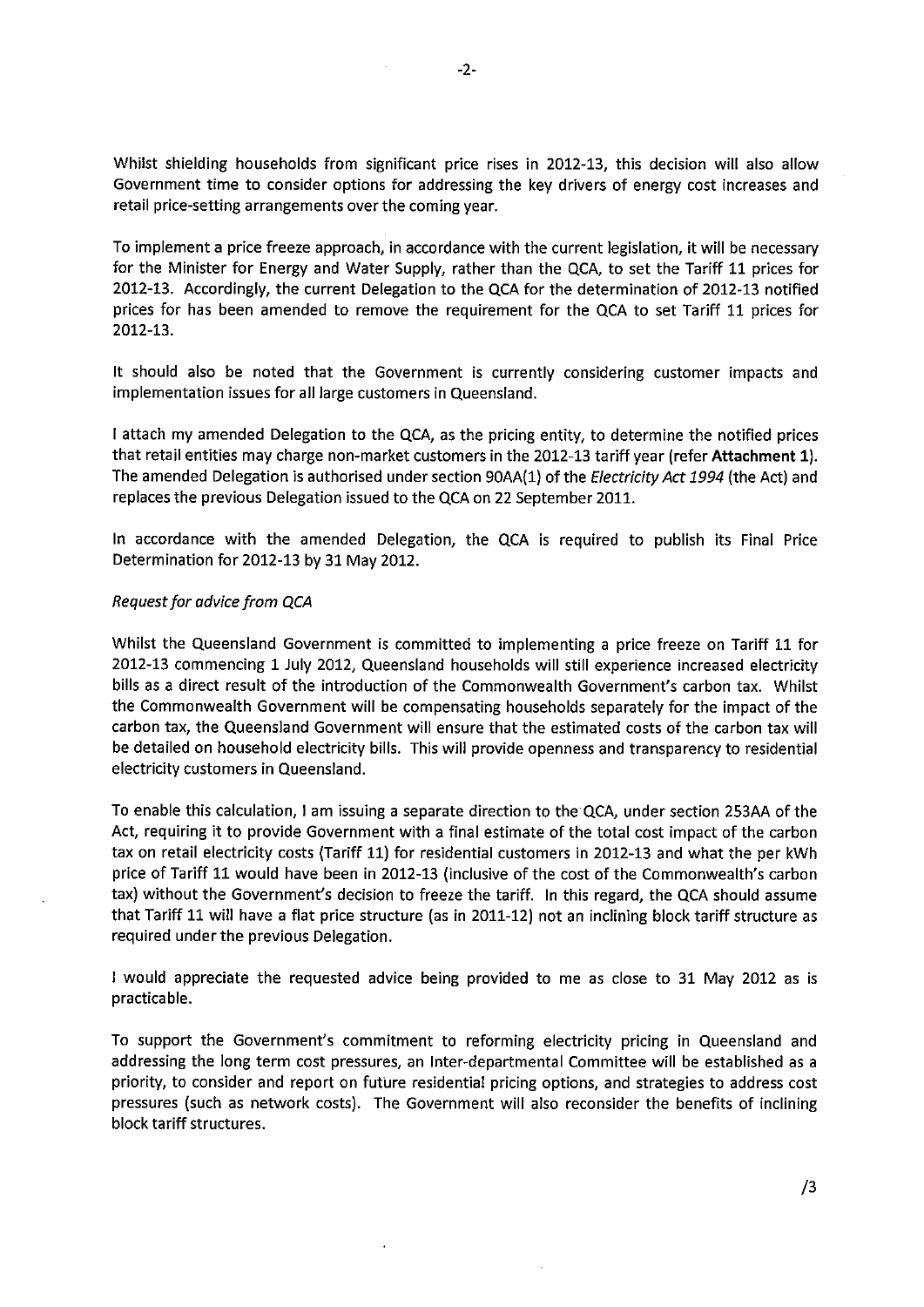Whilst shielding households from significant price rises in 2012-13, this decision will also allow Government time to consider options for addressing the key drivers of energy cost increases and retail price-setting arrangements over the coming year.

To implement a price freeze approach, in accordance with the current legislation, it will be necessary for the Minister for Energy and Water Supply, rather than the QCA, to set the Tariff 11 prices for 2012-13. Accordingly, the current Delegation to the QCA for the determination of 2012-13 notified prices for has been amended to remove the requirement for the QCA to set Tariff 11 prices for 2012-13.

It should also be noted that the Government is currently considering customer impacts and implementation issues for all large customers in Queensland.

I attach my amended Delegation to the QCA, as the pricing entity, to determine the notified prices that retail entities may charge non-market customers in the 2012-13 tariff year (refer **Attachment 1**). The amended Delegation is authorised under section 90AA(1) of the *Electricity Act 1994* (the Act) and replaces the previous Delegation issued to the QCA on 22 September 2011.

In accordance with the amended Delegation, the QCA is required to publish its Final Price Determination for 2012-13 by 31 May 2012.

*Request for advice from QCA*

Whilst the Queensland Government is committed to implementing a price freeze on Tariff 11 for 2012-13 commencing 1 July 2012, Queensland households will still experience increased electricity bills as a direct result of the introduction of the Commonwealth Government's carbon tax. Whilst the Commonwealth Government will be compensating households separately for the impact of the carbon tax, the Queensland Government will ensure that the estimated costs of the carbon tax will be detailed on household electricity bills. This will provide openness and transparency to residential electricity customers in Queensland.

To enable this calculation, I am issuing a separate direction to the QCA, under section 253AA of the Act, requiring it to provide Government with a final estimate of the total cost impact of the carbon tax on retail electricity costs (Tariff 11) for residential customers in 2012-13 and what the per kWh price of Tariff 11 would have been in 2012-13 (inclusive of the cost of the Commonwealth's carbon tax) without the Government's decision to freeze the tariff. In this regard, the QCA should assume that Tariff 11 will have a flat price structure (as in 2011-12) not an inclining block tariff structure as required under the previous Delegation.

I would appreciate the requested advice being provided to me as close to 31 May 2012 as is practicable.

To support the Government's commitment to reforming electricity pricing in Queensland and addressing the long term cost pressures, an Inter-departmental Committee will be established as a priority, to consider and report on future residential pricing options, and strategies to address cost pressures (such as network costs). The Government will also reconsider the benefits of inclining block tariff structures.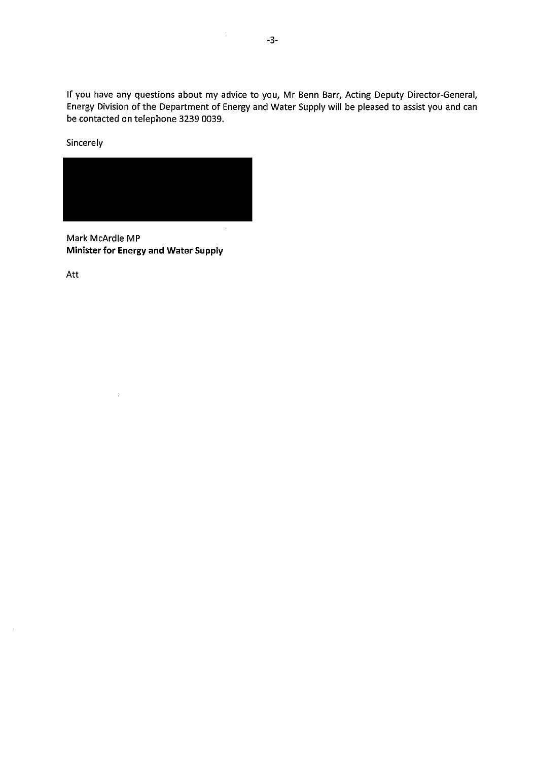If you have any questions about my advice to you, Mr Benn Barr, Acting Deputy Director-General, Energy Division of the Department of Energy and Water Supply will be pleased to assist you and can be contacted on telephone 3239 0039.

Sincerely

Mark McArdle MP
**Minister for Energy and Water Supply**

Att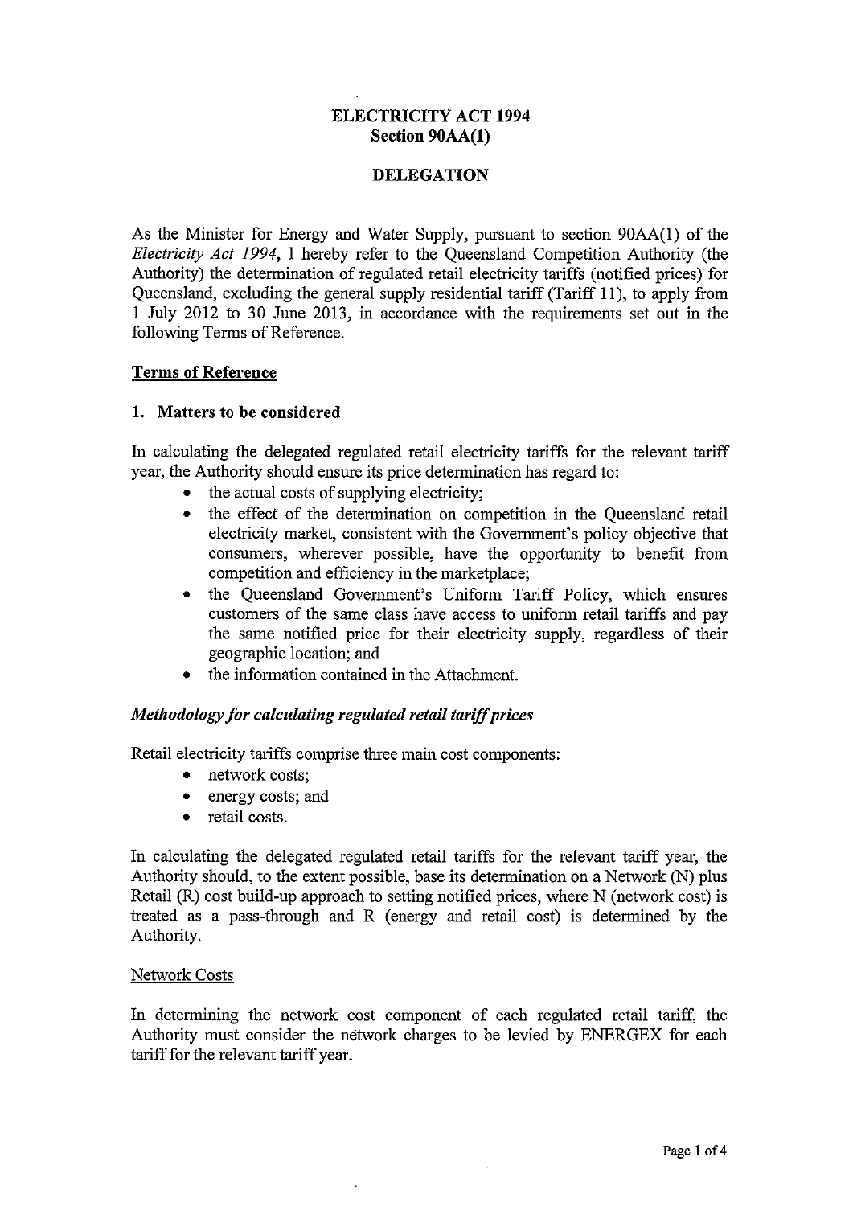# ELECTRICITY ACT 1994
## Section 90AA(1)

## DELEGATION

As the Minister for Energy and Water Supply, pursuant to section 90AA(1) of the *Electricity Act 1994*, I hereby refer to the Queensland Competition Authority (the Authority) the determination of regulated retail electricity tariffs (notified prices) for Queensland, excluding the general supply residential tariff (Tariff 11), to apply from 1 July 2012 to 30 June 2013, in accordance with the requirements set out in the following Terms of Reference.

**Terms of Reference**

### 1. Matters to be considered

In calculating the delegated regulated retail electricity tariffs for the relevant tariff year, the Authority should ensure its price determination has regard to:

- the actual costs of supplying electricity;
- the effect of the determination on competition in the Queensland retail electricity market, consistent with the Government's policy objective that consumers, wherever possible, have the opportunity to benefit from competition and efficiency in the marketplace;
- the Queensland Government's Uniform Tariff Policy, which ensures customers of the same class have access to uniform retail tariffs and pay the same notified price for their electricity supply, regardless of their geographic location; and
- the information contained in the Attachment.

*Methodology for calculating regulated retail tariff prices*

Retail electricity tariffs comprise three main cost components:

- network costs;
- energy costs; and
- retail costs.

In calculating the delegated regulated retail tariffs for the relevant tariff year, the Authority should, to the extent possible, base its determination on a Network (N) plus Retail (R) cost build-up approach to setting notified prices, where N (network cost) is treated as a pass-through and R (energy and retail cost) is determined by the Authority.

Network Costs

In determining the network cost component of each regulated retail tariff, the Authority must consider the network charges to be levied by ENERGEX for each tariff for the relevant tariff year.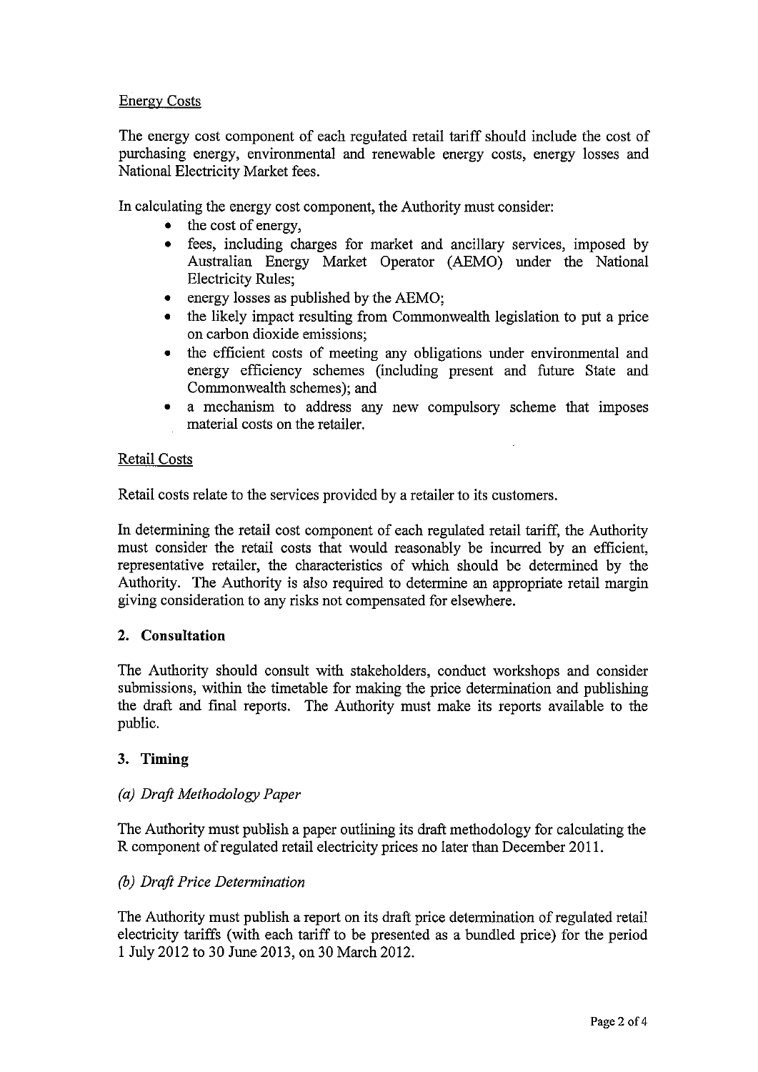Energy Costs

The energy cost component of each regulated retail tariff should include the cost of purchasing energy, environmental and renewable energy costs, energy losses and National Electricity Market fees.

In calculating the energy cost component, the Authority must consider:

- the cost of energy,
- fees, including charges for market and ancillary services, imposed by Australian Energy Market Operator (AEMO) under the National Electricity Rules;
- energy losses as published by the AEMO;
- the likely impact resulting from Commonwealth legislation to put a price on carbon dioxide emissions;
- the efficient costs of meeting any obligations under environmental and energy efficiency schemes (including present and future State and Commonwealth schemes); and
- a mechanism to address any new compulsory scheme that imposes material costs on the retailer.

Retail Costs

Retail costs relate to the services provided by a retailer to its customers.

In determining the retail cost component of each regulated retail tariff, the Authority must consider the retail costs that would reasonably be incurred by an efficient, representative retailer, the characteristics of which should be determined by the Authority. The Authority is also required to determine an appropriate retail margin giving consideration to any risks not compensated for elsewhere.

## 2. Consultation

The Authority should consult with stakeholders, conduct workshops and consider submissions, within the timetable for making the price determination and publishing the draft and final reports. The Authority must make its reports available to the public.

## 3. Timing

### *(a) Draft Methodology Paper*

The Authority must publish a paper outlining its draft methodology for calculating the R component of regulated retail electricity prices no later than December 2011.

### *(b) Draft Price Determination*

The Authority must publish a report on its draft price determination of regulated retail electricity tariffs (with each tariff to be presented as a bundled price) for the period 1 July 2012 to 30 June 2013, on 30 March 2012.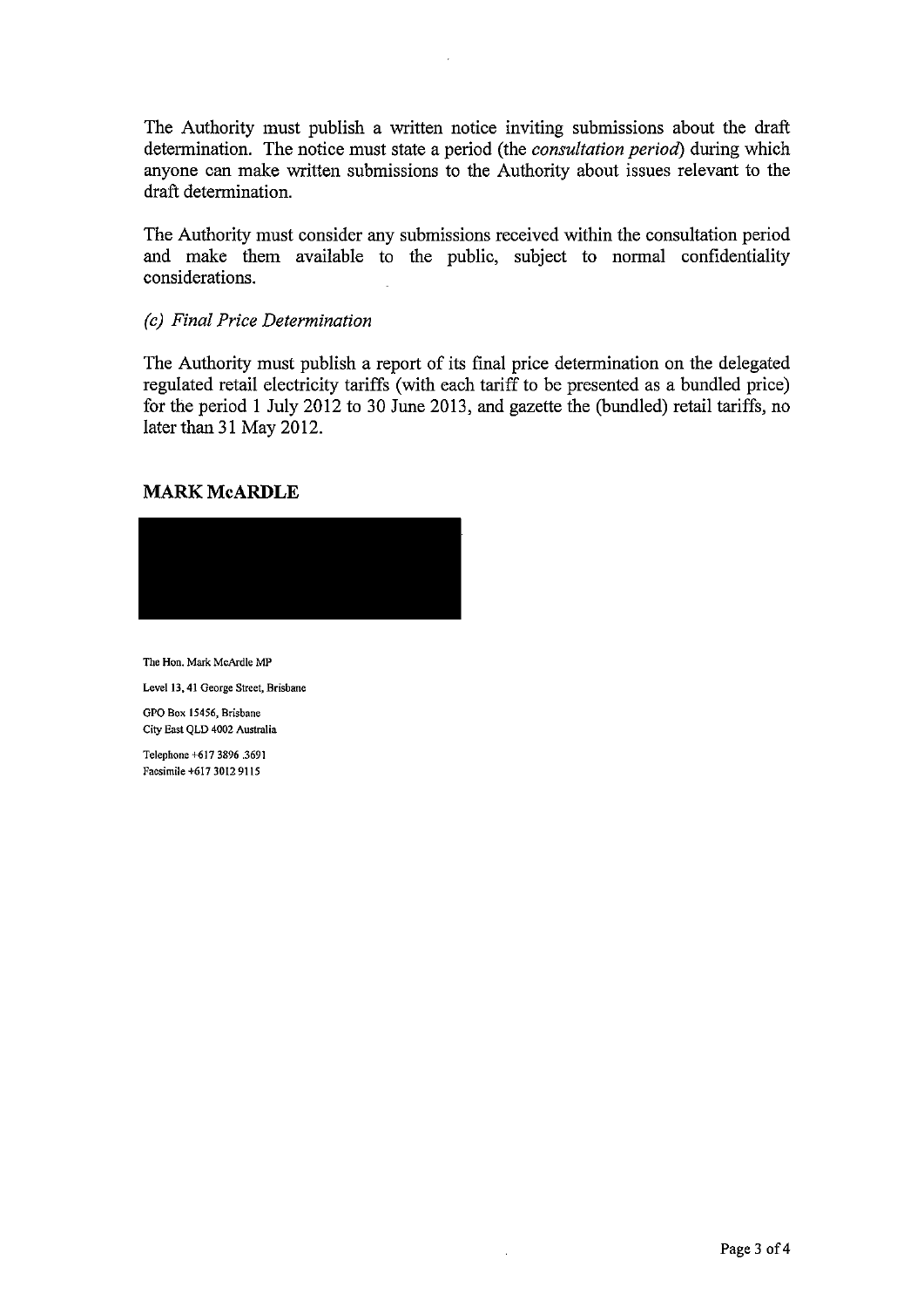The Authority must publish a written notice inviting submissions about the draft determination. The notice must state a period (the *consultation period*) during which anyone can make written submissions to the Authority about issues relevant to the draft determination.

The Authority must consider any submissions received within the consultation period and make them available to the public, subject to normal confidentiality considerations.

*(c) Final Price Determination*

The Authority must publish a report of its final price determination on the delegated regulated retail electricity tariffs (with each tariff to be presented as a bundled price) for the period 1 July 2012 to 30 June 2013, and gazette the (bundled) retail tariffs, no later than 31 May 2012.

**MARK McARDLE**

The Hon. Mark McArdle MP

Level 13, 41 George Street, Brisbane

GPO Box 15456, Brisbane
City East QLD 4002 Australia

Telephone +617 3896 .3691
Facsimile +617 3012 9115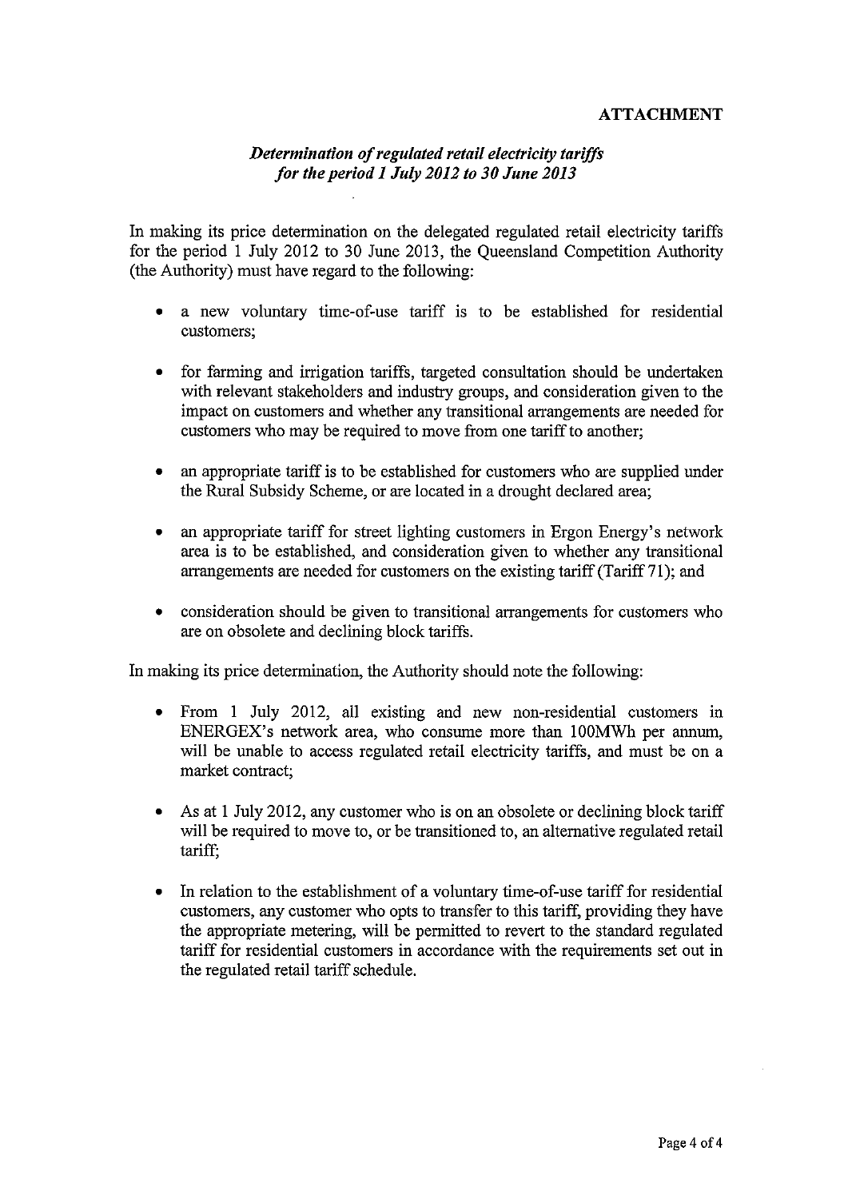**ATTACHMENT**

***Determination of regulated retail electricity tariffs for the period 1 July 2012 to 30 June 2013***

In making its price determination on the delegated regulated retail electricity tariffs for the period 1 July 2012 to 30 June 2013, the Queensland Competition Authority (the Authority) must have regard to the following:

- a new voluntary time-of-use tariff is to be established for residential customers;
- for farming and irrigation tariffs, targeted consultation should be undertaken with relevant stakeholders and industry groups, and consideration given to the impact on customers and whether any transitional arrangements are needed for customers who may be required to move from one tariff to another;
- an appropriate tariff is to be established for customers who are supplied under the Rural Subsidy Scheme, or are located in a drought declared area;
- an appropriate tariff for street lighting customers in Ergon Energy's network area is to be established, and consideration given to whether any transitional arrangements are needed for customers on the existing tariff (Tariff 71); and
- consideration should be given to transitional arrangements for customers who are on obsolete and declining block tariffs.

In making its price determination, the Authority should note the following:

- From 1 July 2012, all existing and new non-residential customers in ENERGEX's network area, who consume more than 100MWh per annum, will be unable to access regulated retail electricity tariffs, and must be on a market contract;
- As at 1 July 2012, any customer who is on an obsolete or declining block tariff will be required to move to, or be transitioned to, an alternative regulated retail tariff;
- In relation to the establishment of a voluntary time-of-use tariff for residential customers, any customer who opts to transfer to this tariff, providing they have the appropriate metering, will be permitted to revert to the standard regulated tariff for residential customers in accordance with the requirements set out in the regulated retail tariff schedule.